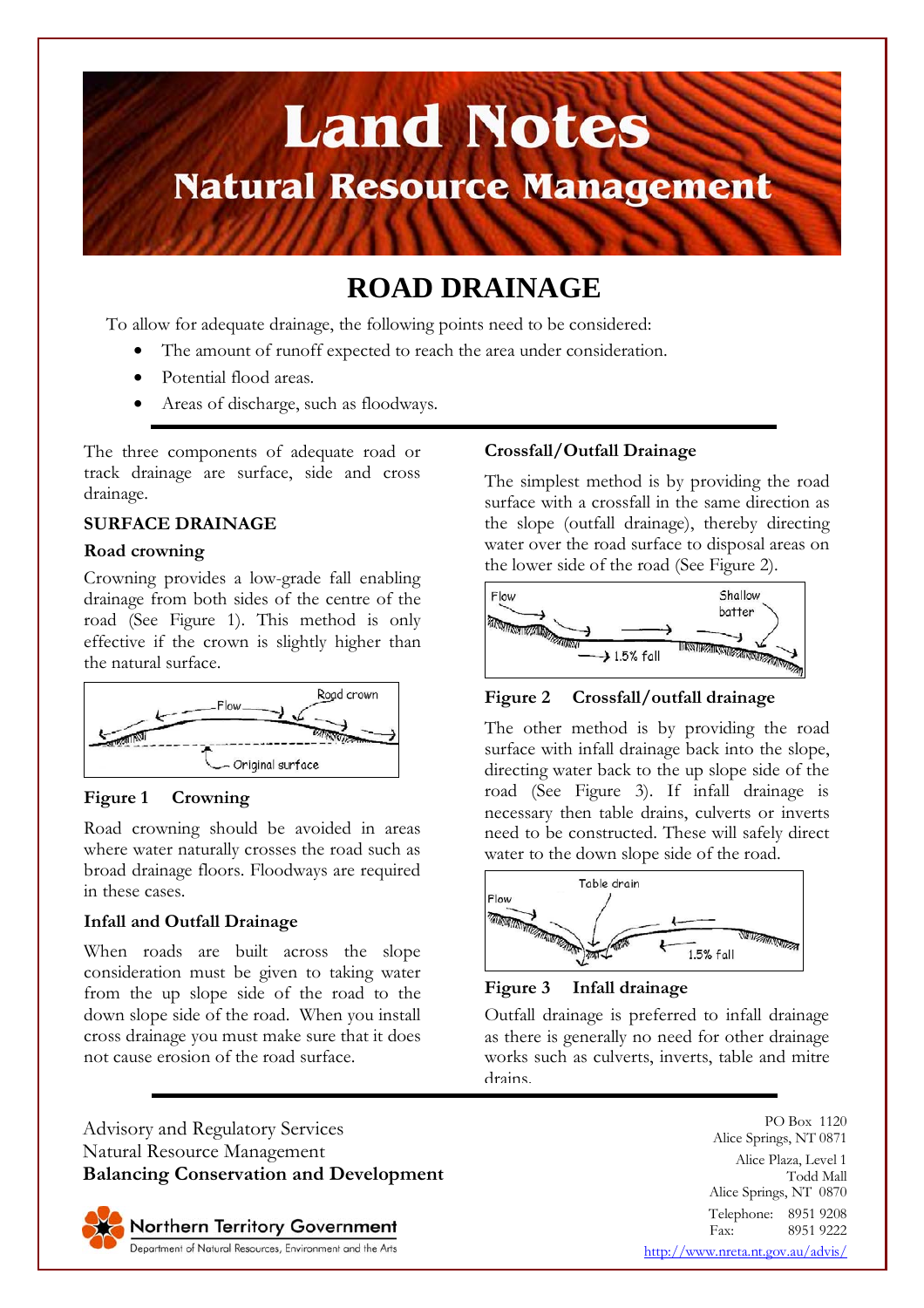# Land Notes

## Natural Resource Management

# ROAD DRAINAGE

To allow for adequate drainage, the following points need to be considered:

- The amount of runoff expected to reach the area under consideration.
- Potential flood areas.
- Areas of discharge, such as floodways.

The three components of adequate road or track drainage are surface, side and cross drainage.

## SURFACE DRAINAGE

### Road crowning

Crowning provides a low-grade fall enabling drainage from both sides of the centre of the road (See Figure 1). This method is only effective if the crown is slightly higher than the natural surface.

**Figure 1 Crowning**

Road crowning should be avoided in areas where water naturally crosses the road such as broad drainage floors. Floodways are required in these cases.

### Infall and Outfall Drainage

When roads are built across the slope consideration must be given to taking water from the up slope side of the road to the down slope side of the road. When you install cross drainage you must make sure that it does not cause erosion of the road surface.

### Crossfall/Outfall Drainage

The simplest method is by providing the road surface with a crossfall in the same direction as the slope (outfall drainage), thereby directing water over the road surface to disposal areas on the lower side of the road (See Figure 2).

**Figure 2 Crossfall/outfall drainage**

The other method is by providing the road surface with infall drainage back into the slope, directing water back to the up slope side of the road (See Figure 3). If infall drainage is necessary then table drains, culverts or inverts need to be constructed. These will safely direct water to the down slope side of the road.

**Figure 3 Infall drainage**

Outfall drainage is preferred to infall drainage as there is generally no need for other drainage works such as culverts, inverts, table and mitre drains.

---

Advisory and Regulatory Services
Natural Resource Management
**Balancing Conservation and Development**

Northern Territory Government
Department of Natural Resources, Environment and the Arts

PO Box 1120
Alice Springs, NT 0871

Alice Plaza, Level 1
Todd Mall
Alice Springs, NT 0870

Telephone: 8951 9208
Fax: 8951 9222

http://www.nreta.nt.gov.au/advis/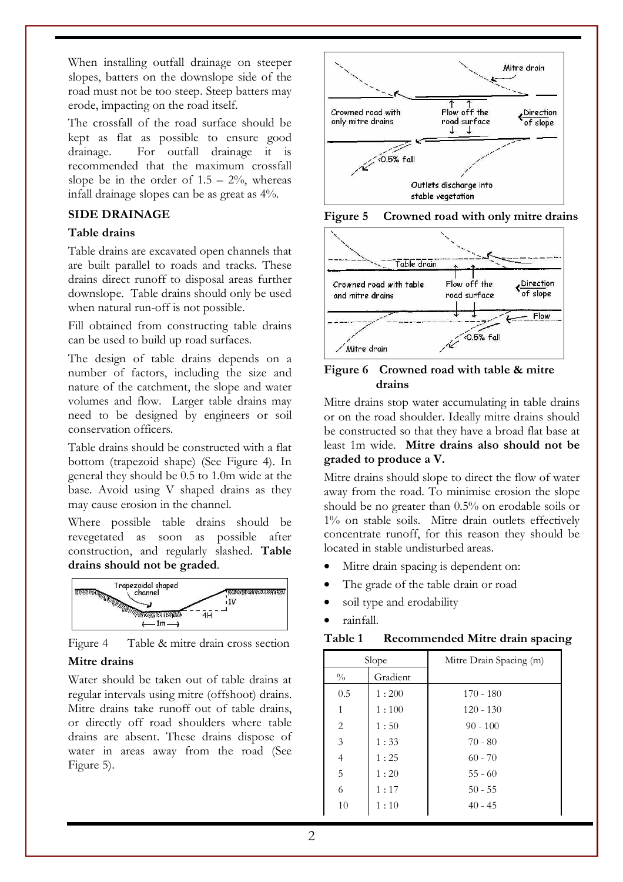When installing outfall drainage on steeper slopes, batters on the downslope side of the road must not be too steep. Steep batters may erode, impacting on the road itself.

The crossfall of the road surface should be kept as flat as possible to ensure good drainage. For outfall drainage it is recommended that the maximum crossfall slope be in the order of 1.5 – 2%, whereas infall drainage slopes can be as great as 4%.

## SIDE DRAINAGE

### Table drains

Table drains are excavated open channels that are built parallel to roads and tracks. These drains direct runoff to disposal areas further downslope. Table drains should only be used when natural run-off is not possible.

Fill obtained from constructing table drains can be used to build up road surfaces.

The design of table drains depends on a number of factors, including the size and nature of the catchment, the slope and water volumes and flow. Larger table drains may need to be designed by engineers or soil conservation officers.

Table drains should be constructed with a flat bottom (trapezoid shape) (See Figure 4). In general they should be 0.5 to 1.0m wide at the base. Avoid using V shaped drains as they may cause erosion in the channel.

Where possible table drains should be revegetated as soon as possible after construction, and regularly slashed. **Table drains should not be graded**.

Figure 4 Table & mitre drain cross section

### Mitre drains

Water should be taken out of table drains at regular intervals using mitre (offshoot) drains. Mitre drains take runoff out of table drains, or directly off road shoulders where table drains are absent. These drains dispose of water in areas away from the road (See Figure 5).

**Figure 5 Crowned road with only mitre drains**

**Figure 6 Crowned road with table & mitre drains**

Mitre drains stop water accumulating in table drains or on the road shoulder. Ideally mitre drains should be constructed so that they have a broad flat base at least 1m wide. **Mitre drains also should not be graded to produce a V.**

Mitre drains should slope to direct the flow of water away from the road. To minimise erosion the slope should be no greater than 0.5% on erodable soils or 1% on stable soils. Mitre drain outlets effectively concentrate runoff, for this reason they should be located in stable undisturbed areas.

- Mitre drain spacing is dependent on:
- The grade of the table drain or road
- soil type and erodability
- rainfall.

**Table 1 Recommended Mitre drain spacing**

| Slope | | Mitre Drain Spacing (m) |
|---|---|---|
| % | Gradient | |
| 0.5 | 1 : 200 | 170 - 180 |
| 1 | 1 : 100 | 120 - 130 |
| 2 | 1 : 50 | 90 - 100 |
| 3 | 1 : 33 | 70 - 80 |
| 4 | 1 : 25 | 60 - 70 |
| 5 | 1 : 20 | 55 - 60 |
| 6 | 1 : 17 | 50 - 55 |
| 10 | 1 : 10 | 40 - 45 |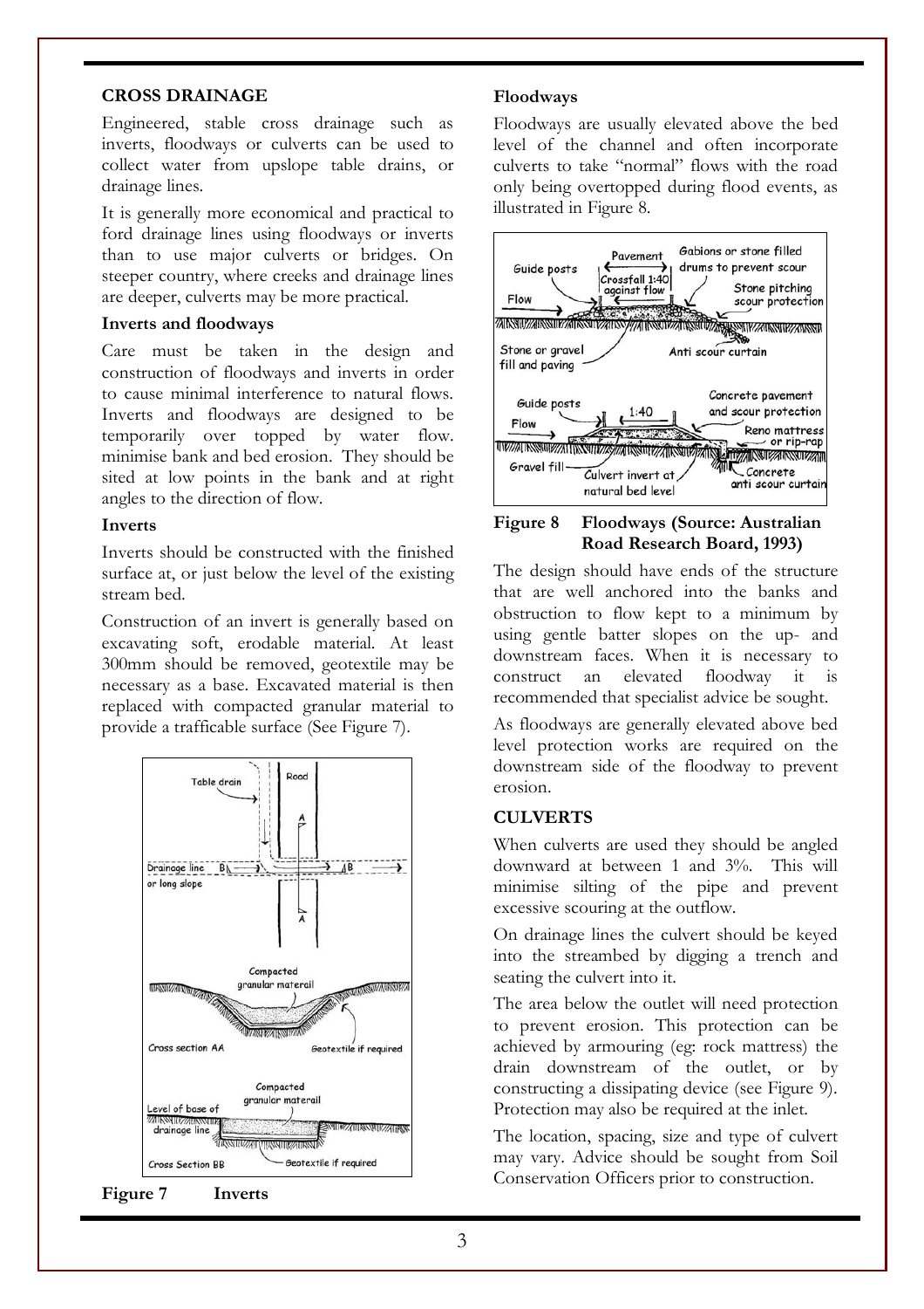## CROSS DRAINAGE

Engineered, stable cross drainage such as inverts, floodways or culverts can be used to collect water from upslope table drains, or drainage lines.

It is generally more economical and practical to ford drainage lines using floodways or inverts than to use major culverts or bridges. On steeper country, where creeks and drainage lines are deeper, culverts may be more practical.

### Inverts and floodways

Care must be taken in the design and construction of floodways and inverts in order to cause minimal interference to natural flows. Inverts and floodways are designed to be temporarily over topped by water flow. minimise bank and bed erosion. They should be sited at low points in the bank and at right angles to the direction of flow.

### Inverts

Inverts should be constructed with the finished surface at, or just below the level of the existing stream bed.

Construction of an invert is generally based on excavating soft, erodable material. At least 300mm should be removed, geotextile may be necessary as a base. Excavated material is then replaced with compacted granular material to provide a trafficable surface (See Figure 7).

**Figure 7** Inverts

### Floodways

Floodways are usually elevated above the bed level of the channel and often incorporate culverts to take "normal" flows with the road only being overtopped during flood events, as illustrated in Figure 8.

**Figure 8** **Floodways (Source: Australian Road Research Board, 1993)**

The design should have ends of the structure that are well anchored into the banks and obstruction to flow kept to a minimum by using gentle batter slopes on the up- and downstream faces. When it is necessary to construct an elevated floodway it is recommended that specialist advice be sought.

As floodways are generally elevated above bed level protection works are required on the downstream side of the floodway to prevent erosion.

## CULVERTS

When culverts are used they should be angled downward at between 1 and 3%. This will minimise silting of the pipe and prevent excessive scouring at the outflow.

On drainage lines the culvert should be keyed into the streambed by digging a trench and seating the culvert into it.

The area below the outlet will need protection to prevent erosion. This protection can be achieved by armouring (eg: rock mattress) the drain downstream of the outlet, or by constructing a dissipating device (see Figure 9). Protection may also be required at the inlet.

The location, spacing, size and type of culvert may vary. Advice should be sought from Soil Conservation Officers prior to construction.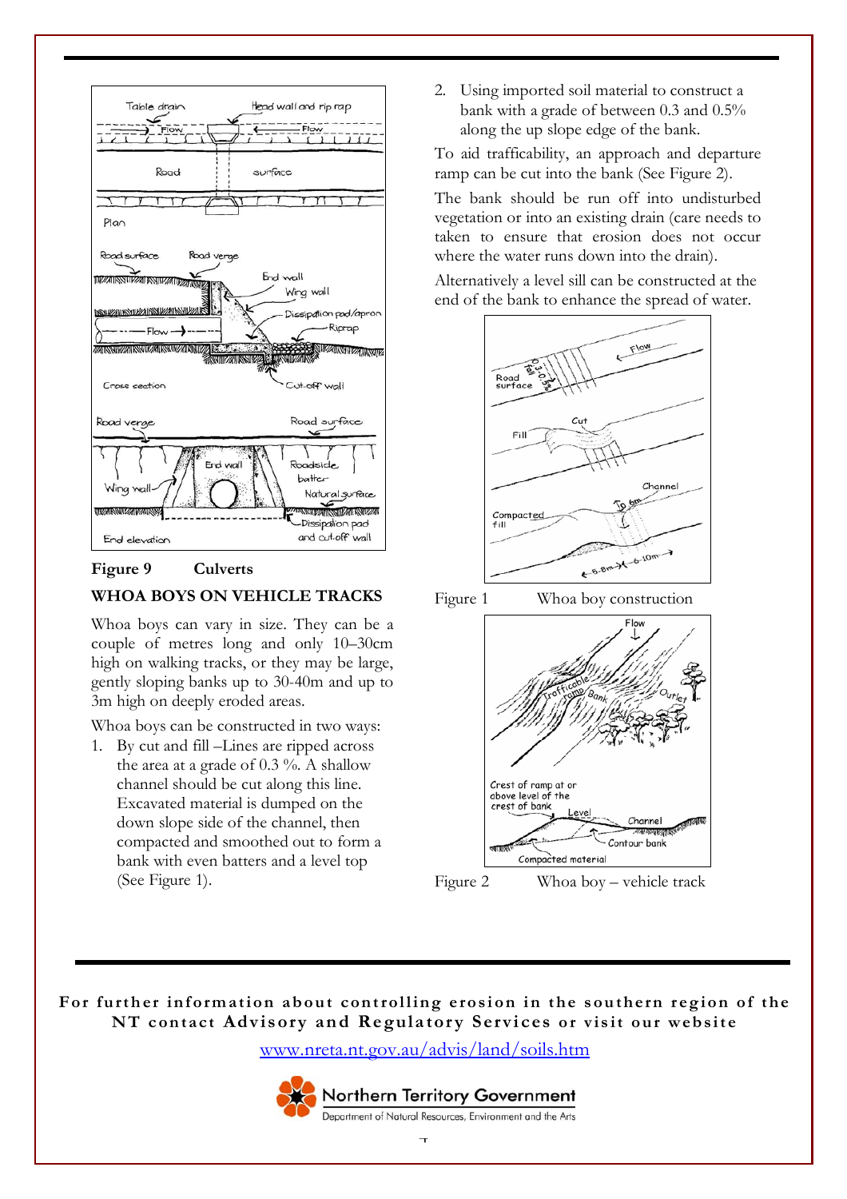Table drain

Head wall and rip rap

Flow

Flow

Road

surface

Plan

Road surface

Road verge

End wall

Wing wall

Dissipation pad/apron

Flow

Riprap

Cross section

Cut-off wall

Road verge

Road surface

End wall

Roadside batter

Wing wall

Natural surface

Dissipation pad and cut-off wall

End elevation

**Figure 9 Culverts**

## WHOA BOYS ON VEHICLE TRACKS

Whoa boys can vary in size. They can be a couple of metres long and only 10–30cm high on walking tracks, or they may be large, gently sloping banks up to 30-40m and up to 3m high on deeply eroded areas.

Whoa boys can be constructed in two ways:

1. By cut and fill –Lines are ripped across the area at a grade of 0.3 %. A shallow channel should be cut along this line. Excavated material is dumped on the down slope side of the channel, then compacted and smoothed out to form a bank with even batters and a level top (See Figure 1).

2. Using imported soil material to construct a bank with a grade of between 0.3 and 0.5% along the up slope edge of the bank.

To aid trafficability, an approach and departure ramp can be cut into the bank (See Figure 2).

The bank should be run off into undisturbed vegetation or into an existing drain (care needs to taken to ensure that erosion does not occur where the water runs down into the drain).

Alternatively a level sill can be constructed at the end of the bank to enhance the spread of water.

Flow

Road surface

0.3-0.5% fall

Cut

Fill

Channel

To 6m

Compacted fill

5-8m

6-10m

Figure 1 Whoa boy construction

Flow

Trafficable ramp

Bank

Outlet

Crest of ramp at or above level of the crest of bank

Level

Channel

Contour bank

Compacted material

Figure 2 Whoa boy – vehicle track

**For further information about controlling erosion in the southern region of the NT contact Advisory and Regulatory Services or visit our website**

www.nreta.nt.gov.au/advis/land/soils.htm

Northern Territory Government

Department of Natural Resources, Environment and the Arts